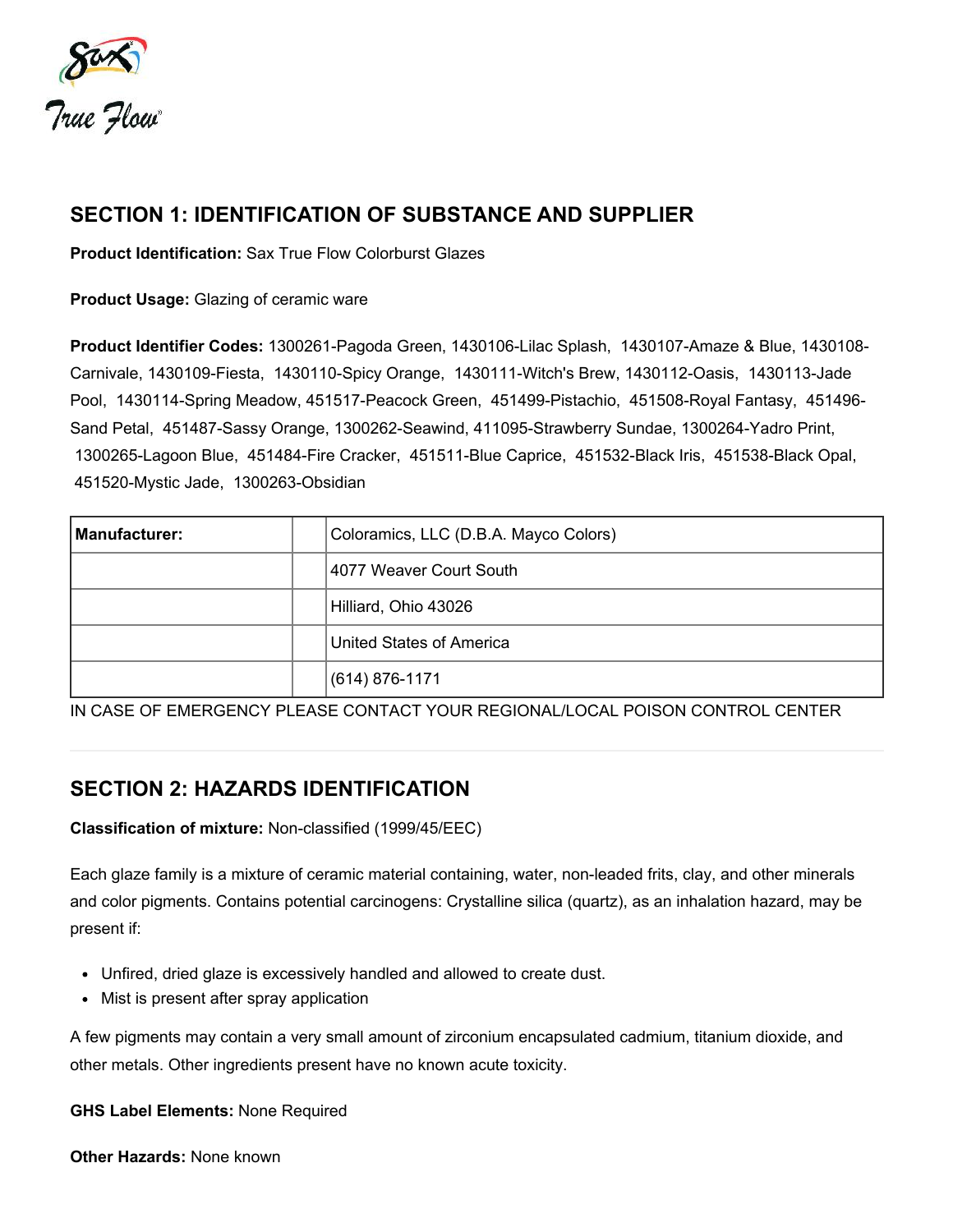## SECTION 1: IDENTIFICATION OF SUBSTANCE AND SUPPLIER

**Product Identification:** Sax True Flow Colorburst Glazes

**Product Usage:** Glazing of ceramic ware

**Product Identifier Codes:** 1300261-Pagoda Green, 1430106-Lilac Splash, 1430107-Amaze & Blue, 1430108-Carnivale, 1430109-Fiesta, 1430110-Spicy Orange, 1430111-Witch's Brew, 1430112-Oasis, 1430113-Jade Pool, 1430114-Spring Meadow, 451517-Peacock Green, 451499-Pistachio, 451508-Royal Fantasy, 451496-Sand Petal, 451487-Sassy Orange, 1300262-Seawind, 411095-Strawberry Sundae, 1300264-Yadro Print, 1300265-Lagoon Blue, 451484-Fire Cracker, 451511-Blue Caprice, 451532-Black Iris, 451538-Black Opal, 451520-Mystic Jade, 1300263-Obsidian

| Manufacturer: | | Coloramics, LLC (D.B.A. Mayco Colors) |
|---|---|---|
| | | 4077 Weaver Court South |
| | | Hilliard, Ohio 43026 |
| | | United States of America |
| | | (614) 876-1171 |

IN CASE OF EMERGENCY PLEASE CONTACT YOUR REGIONAL/LOCAL POISON CONTROL CENTER

## SECTION 2: HAZARDS IDENTIFICATION

**Classification of mixture:** Non-classified (1999/45/EEC)

Each glaze family is a mixture of ceramic material containing, water, non-leaded frits, clay, and other minerals and color pigments. Contains potential carcinogens: Crystalline silica (quartz), as an inhalation hazard, may be present if:

- Unfired, dried glaze is excessively handled and allowed to create dust.
- Mist is present after spray application

A few pigments may contain a very small amount of zirconium encapsulated cadmium, titanium dioxide, and other metals. Other ingredients present have no known acute toxicity.

**GHS Label Elements:** None Required

**Other Hazards:** None known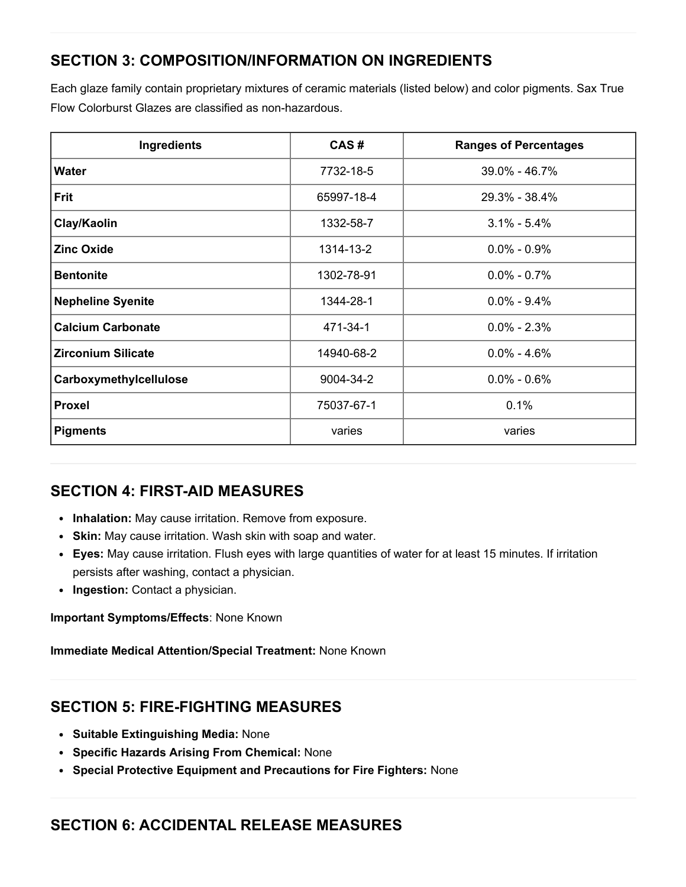## SECTION 3: COMPOSITION/INFORMATION ON INGREDIENTS

Each glaze family contain proprietary mixtures of ceramic materials (listed below) and color pigments. Sax True Flow Colorburst Glazes are classified as non-hazardous.

| Ingredients | CAS # | Ranges of Percentages |
|---|---|---|
| **Water** | 7732-18-5 | 39.0% - 46.7% |
| **Frit** | 65997-18-4 | 29.3% - 38.4% |
| **Clay/Kaolin** | 1332-58-7 | 3.1% - 5.4% |
| **Zinc Oxide** | 1314-13-2 | 0.0% - 0.9% |
| **Bentonite** | 1302-78-91 | 0.0% - 0.7% |
| **Nepheline Syenite** | 1344-28-1 | 0.0% - 9.4% |
| **Calcium Carbonate** | 471-34-1 | 0.0% - 2.3% |
| **Zirconium Silicate** | 14940-68-2 | 0.0% - 4.6% |
| **Carboxymethylcellulose** | 9004-34-2 | 0.0% - 0.6% |
| **Proxel** | 75037-67-1 | 0.1% |
| **Pigments** | varies | varies |

## SECTION 4: FIRST-AID MEASURES

- **Inhalation:** May cause irritation. Remove from exposure.
- **Skin:** May cause irritation. Wash skin with soap and water.
- **Eyes:** May cause irritation. Flush eyes with large quantities of water for at least 15 minutes. If irritation persists after washing, contact a physician.
- **Ingestion:** Contact a physician.

**Important Symptoms/Effects**: None Known

**Immediate Medical Attention/Special Treatment:** None Known

## SECTION 5: FIRE-FIGHTING MEASURES

- **Suitable Extinguishing Media:** None
- **Specific Hazards Arising From Chemical:** None
- **Special Protective Equipment and Precautions for Fire Fighters:** None

## SECTION 6: ACCIDENTAL RELEASE MEASURES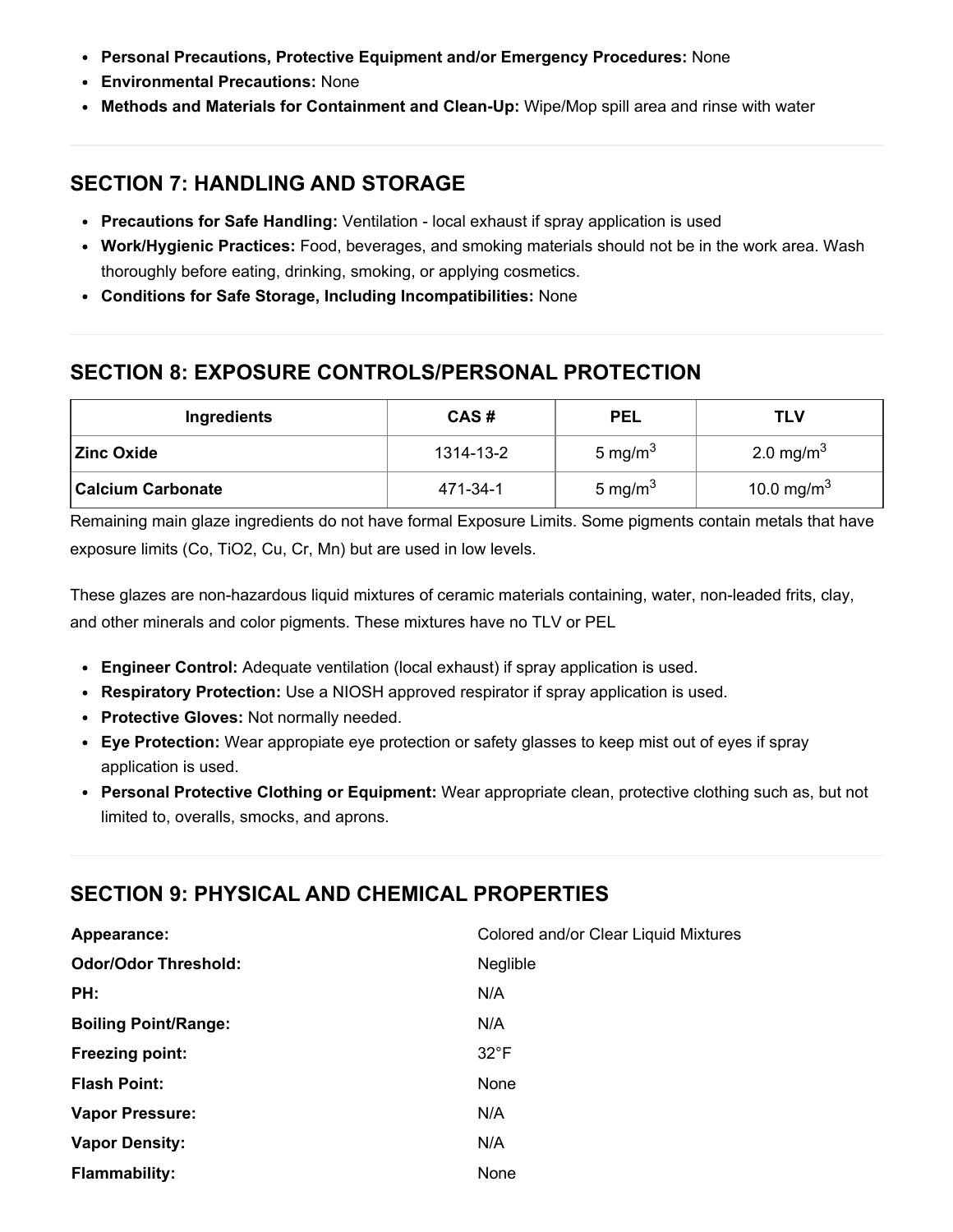- **Personal Precautions, Protective Equipment and/or Emergency Procedures:** None
- **Environmental Precautions:** None
- **Methods and Materials for Containment and Clean-Up:** Wipe/Mop spill area and rinse with water

## SECTION 7: HANDLING AND STORAGE

- **Precautions for Safe Handling:** Ventilation - local exhaust if spray application is used
- **Work/Hygienic Practices:** Food, beverages, and smoking materials should not be in the work area. Wash thoroughly before eating, drinking, smoking, or applying cosmetics.
- **Conditions for Safe Storage, Including Incompatibilities:** None

## SECTION 8: EXPOSURE CONTROLS/PERSONAL PROTECTION

| Ingredients | CAS # | PEL | TLV |
|---|---|---|---|
| **Zinc Oxide** | 1314-13-2 | 5 $mg/m^3$ | 2.0 $mg/m^3$ |
| **Calcium Carbonate** | 471-34-1 | 5 $mg/m^3$ | 10.0 $mg/m^3$ |

Remaining main glaze ingredients do not have formal Exposure Limits. Some pigments contain metals that have exposure limits (Co, $TiO_2$, Cu, Cr, Mn) but are used in low levels.

These glazes are non-hazardous liquid mixtures of ceramic materials containing, water, non-leaded frits, clay, and other minerals and color pigments. These mixtures have no TLV or PEL

- **Engineer Control:** Adequate ventilation (local exhaust) if spray application is used.
- **Respiratory Protection:** Use a NIOSH approved respirator if spray application is used.
- **Protective Gloves:** Not normally needed.
- **Eye Protection:** Wear appropiate eye protection or safety glasses to keep mist out of eyes if spray application is used.
- **Personal Protective Clothing or Equipment:** Wear appropriate clean, protective clothing such as, but not limited to, overalls, smocks, and aprons.

## SECTION 9: PHYSICAL AND CHEMICAL PROPERTIES

| | |
|---|---|
| **Appearance:** | Colored and/or Clear Liquid Mixtures |
| **Odor/Odor Threshold:** | Neglible |
| **PH:** | N/A |
| **Boiling Point/Range:** | N/A |
| **Freezing point:** | 32°F |
| **Flash Point:** | None |
| **Vapor Pressure:** | N/A |
| **Vapor Density:** | N/A |
| **Flammability:** | None |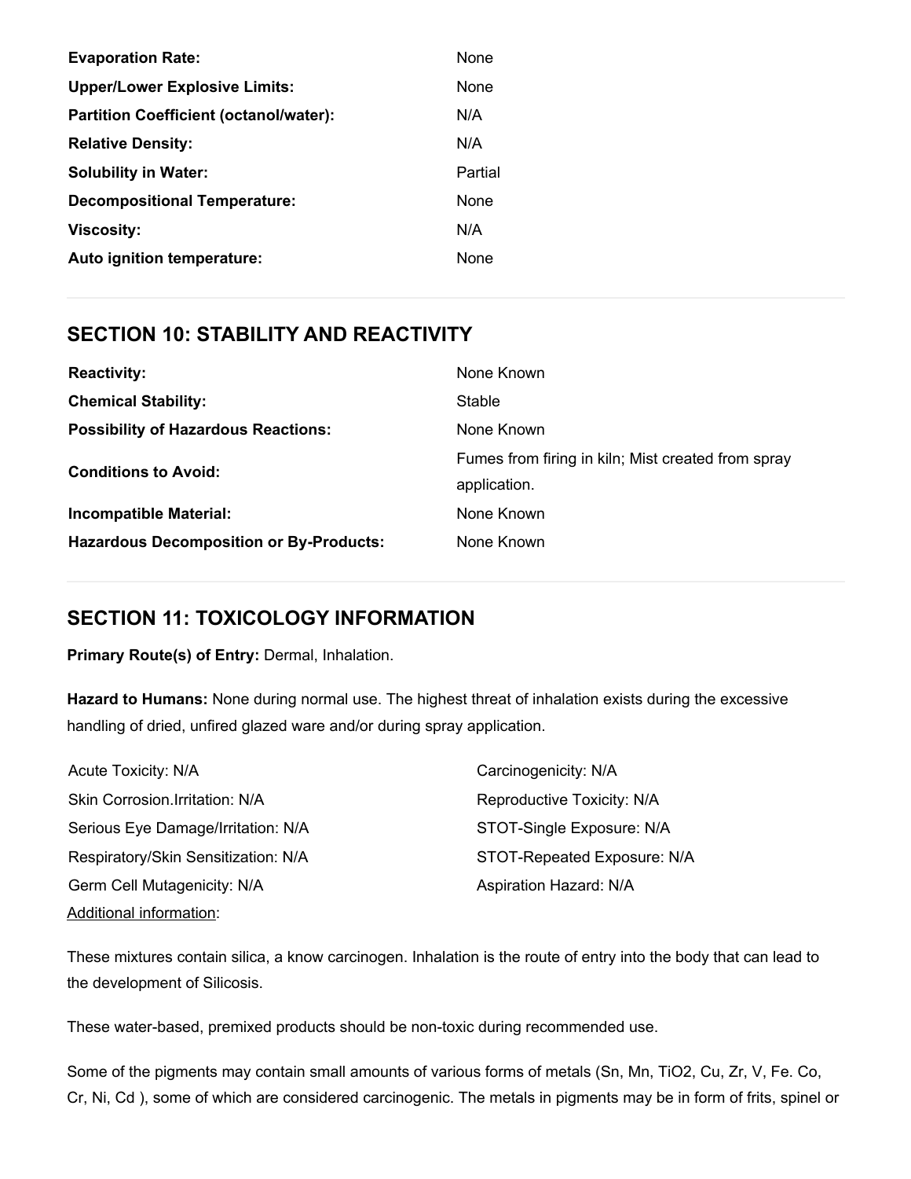| | |
|---|---|
| **Evaporation Rate:** | None |
| **Upper/Lower Explosive Limits:** | None |
| **Partition Coefficient (octanol/water):** | N/A |
| **Relative Density:** | N/A |
| **Solubility in Water:** | Partial |
| **Decompositional Temperature:** | None |
| **Viscosity:** | N/A |
| **Auto ignition temperature:** | None |

## SECTION 10: STABILITY AND REACTIVITY

| | |
|---|---|
| **Reactivity:** | None Known |
| **Chemical Stability:** | Stable |
| **Possibility of Hazardous Reactions:** | None Known |
| **Conditions to Avoid:** | Fumes from firing in kiln; Mist created from spray application. |
| **Incompatible Material:** | None Known |
| **Hazardous Decomposition or By-Products:** | None Known |

## SECTION 11: TOXICOLOGY INFORMATION

**Primary Route(s) of Entry:** Dermal, Inhalation.

**Hazard to Humans:** None during normal use. The highest threat of inhalation exists during the excessive handling of dried, unfired glazed ware and/or during spray application.

| | |
|---|---|
| Acute Toxicity: N/A | Carcinogenicity: N/A |
| Skin Corrosion.Irritation: N/A | Reproductive Toxicity: N/A |
| Serious Eye Damage/Irritation: N/A | STOT-Single Exposure: N/A |
| Respiratory/Skin Sensitization: N/A | STOT-Repeated Exposure: N/A |
| Germ Cell Mutagenicity: N/A | Aspiration Hazard: N/A |

Additional information:

These mixtures contain silica, a know carcinogen. Inhalation is the route of entry into the body that can lead to the development of Silicosis.

These water-based, premixed products should be non-toxic during recommended use.

Some of the pigments may contain small amounts of various forms of metals (Sn, Mn, $TiO_2$, Cu, Zr, V, Fe. Co, Cr, Ni, Cd ), some of which are considered carcinogenic. The metals in pigments may be in form of frits, spinel or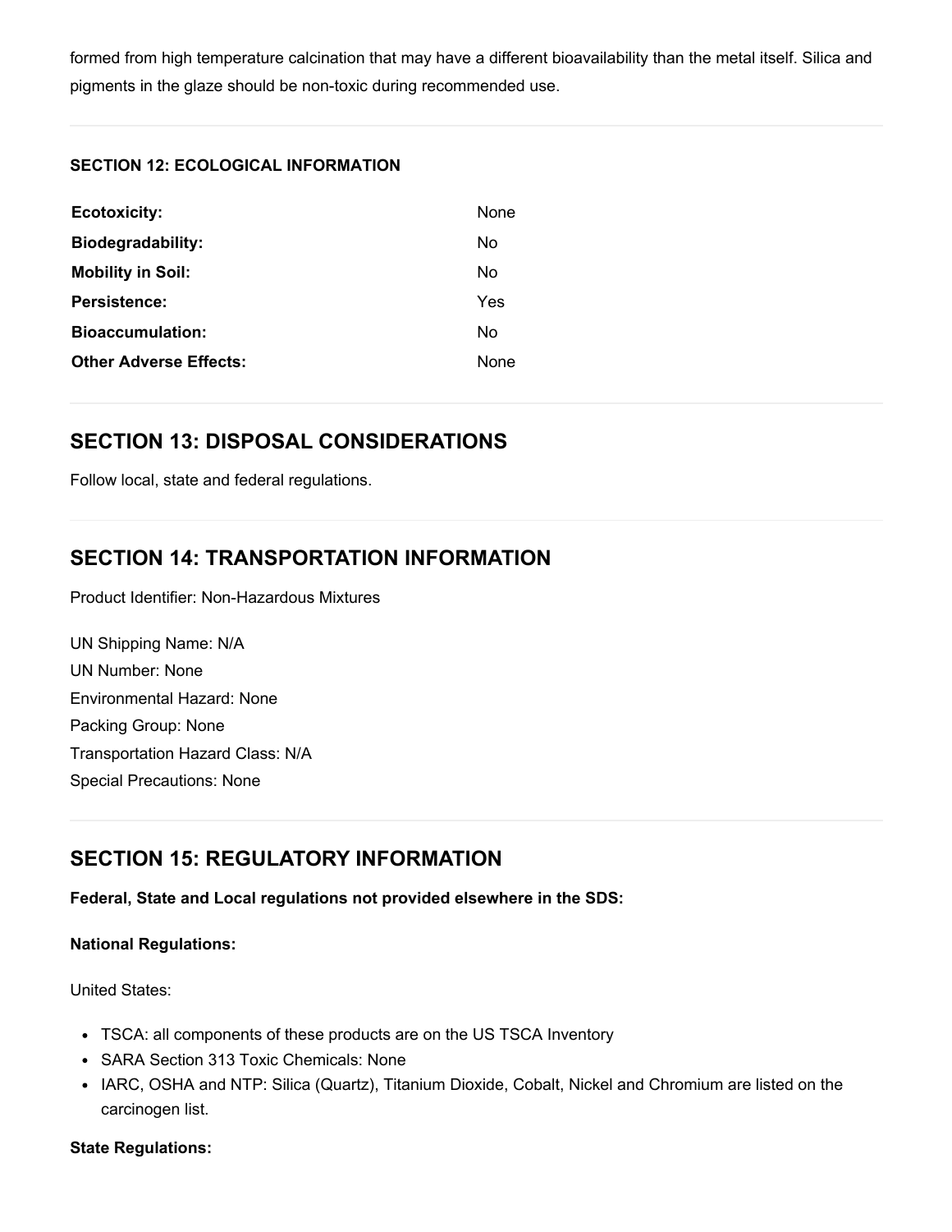formed from high temperature calcination that may have a different bioavailability than the metal itself. Silica and pigments in the glaze should be non-toxic during recommended use.

**SECTION 12: ECOLOGICAL INFORMATION**

| | |
|---|---|
| **Ecotoxicity:** | None |
| **Biodegradability:** | No |
| **Mobility in Soil:** | No |
| **Persistence:** | Yes |
| **Bioaccumulation:** | No |
| **Other Adverse Effects:** | None |

## SECTION 13: DISPOSAL CONSIDERATIONS

Follow local, state and federal regulations.

## SECTION 14: TRANSPORTATION INFORMATION

Product Identifier: Non-Hazardous Mixtures

UN Shipping Name: N/A
UN Number: None
Environmental Hazard: None
Packing Group: None
Transportation Hazard Class: N/A
Special Precautions: None

## SECTION 15: REGULATORY INFORMATION

**Federal, State and Local regulations not provided elsewhere in the SDS:**

**National Regulations:**

United States:

- TSCA: all components of these products are on the US TSCA Inventory
- SARA Section 313 Toxic Chemicals: None
- IARC, OSHA and NTP: Silica (Quartz), Titanium Dioxide, Cobalt, Nickel and Chromium are listed on the carcinogen list.

**State Regulations:**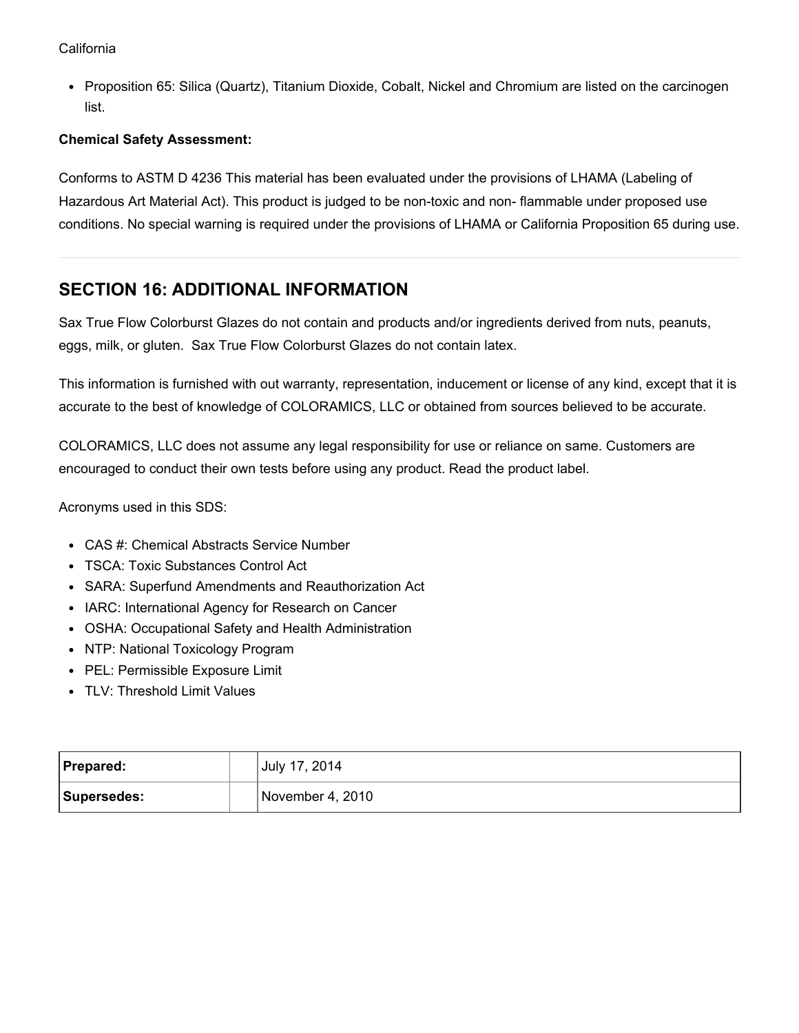California

- Proposition 65: Silica (Quartz), Titanium Dioxide, Cobalt, Nickel and Chromium are listed on the carcinogen list.

**Chemical Safety Assessment:**

Conforms to ASTM D 4236 This material has been evaluated under the provisions of LHAMA (Labeling of Hazardous Art Material Act). This product is judged to be non-toxic and non- flammable under proposed use conditions. No special warning is required under the provisions of LHAMA or California Proposition 65 during use.

## SECTION 16: ADDITIONAL INFORMATION

Sax True Flow Colorburst Glazes do not contain and products and/or ingredients derived from nuts, peanuts, eggs, milk, or gluten. Sax True Flow Colorburst Glazes do not contain latex.

This information is furnished with out warranty, representation, inducement or license of any kind, except that it is accurate to the best of knowledge of COLORAMICS, LLC or obtained from sources believed to be accurate.

COLORAMICS, LLC does not assume any legal responsibility for use or reliance on same. Customers are encouraged to conduct their own tests before using any product. Read the product label.

Acronyms used in this SDS:

- CAS #: Chemical Abstracts Service Number
- TSCA: Toxic Substances Control Act
- SARA: Superfund Amendments and Reauthorization Act
- IARC: International Agency for Research on Cancer
- OSHA: Occupational Safety and Health Administration
- NTP: National Toxicology Program
- PEL: Permissible Exposure Limit
- TLV: Threshold Limit Values

| | | |
|---|---|---|
| **Prepared:** | | July 17, 2014 |
| **Supersedes:** | | November 4, 2010 |